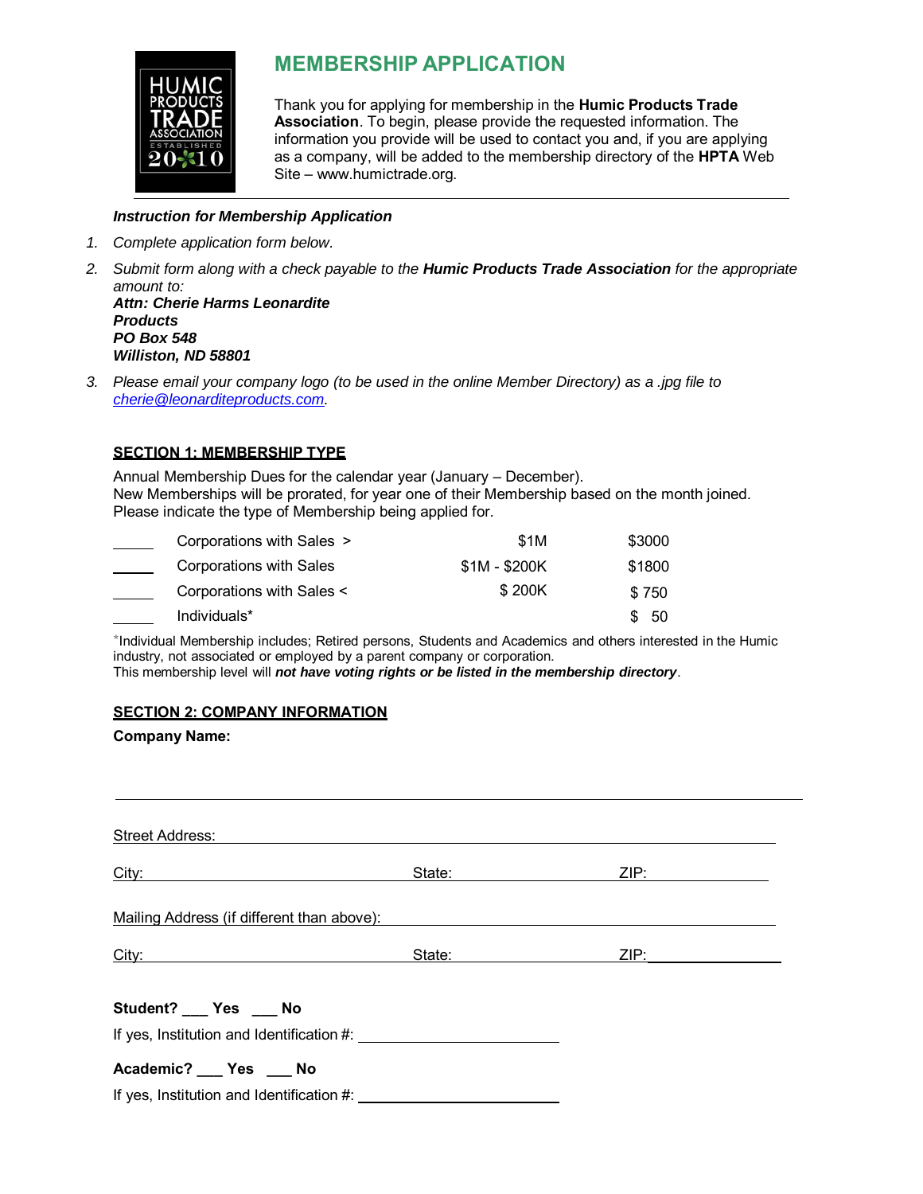# MEMBERSHIP APPLICATION

Thank you for applying for membership in the **Humic Products Trade Association**. To begin, please provide the requested information. The information you provide will be used to contact you and, if you are applying as a company, will be added to the membership directory of the **HPTA** Web Site – www.humictrade.org.

***Instruction for Membership Application***

1. *Complete application form below.*
2. *Submit form along with a check payable to the **Humic Products Trade Association** for the appropriate amount to:*
   ***Attn: Cherie Harms Leonardite Products***
   ***PO Box 548***
   ***Williston, ND 58801***
3. *Please email your company logo (to be used in the online Member Directory) as a .jpg file to cherie@leonarditeproducts.com.*

## SECTION 1: MEMBERSHIP TYPE

Annual Membership Dues for the calendar year (January – December).
New Memberships will be prorated, for year one of their Membership based on the month joined.
Please indicate the type of Membership being applied for.

| | | | |
|---|---|---|---|
| _____ | Corporations with Sales > | $1M | $3000 |
| _____ | Corporations with Sales | $1M - $200K | $1800 |
| _____ | Corporations with Sales < | $ 200K | $ 750 |
| _____ | Individuals* | | $ 50 |

*Individual Membership includes; Retired persons, Students and Academics and others interested in the Humic industry, not associated or employed by a parent company or corporation.
This membership level will ***not have voting rights or be listed in the membership directory***.

## SECTION 2: COMPANY INFORMATION

**Company Name:**

_______________________________________________

Street Address: _______________________________________________

City: ____________________ State: ____________ ZIP: ____________

Mailing Address (if different than above): ____________________________

City: ____________________ State: ____________ ZIP: ____________

**Student? ___ Yes ___ No**

If yes, Institution and Identification #: ____________________

**Academic? ___ Yes ___ No**

If yes, Institution and Identification #: ____________________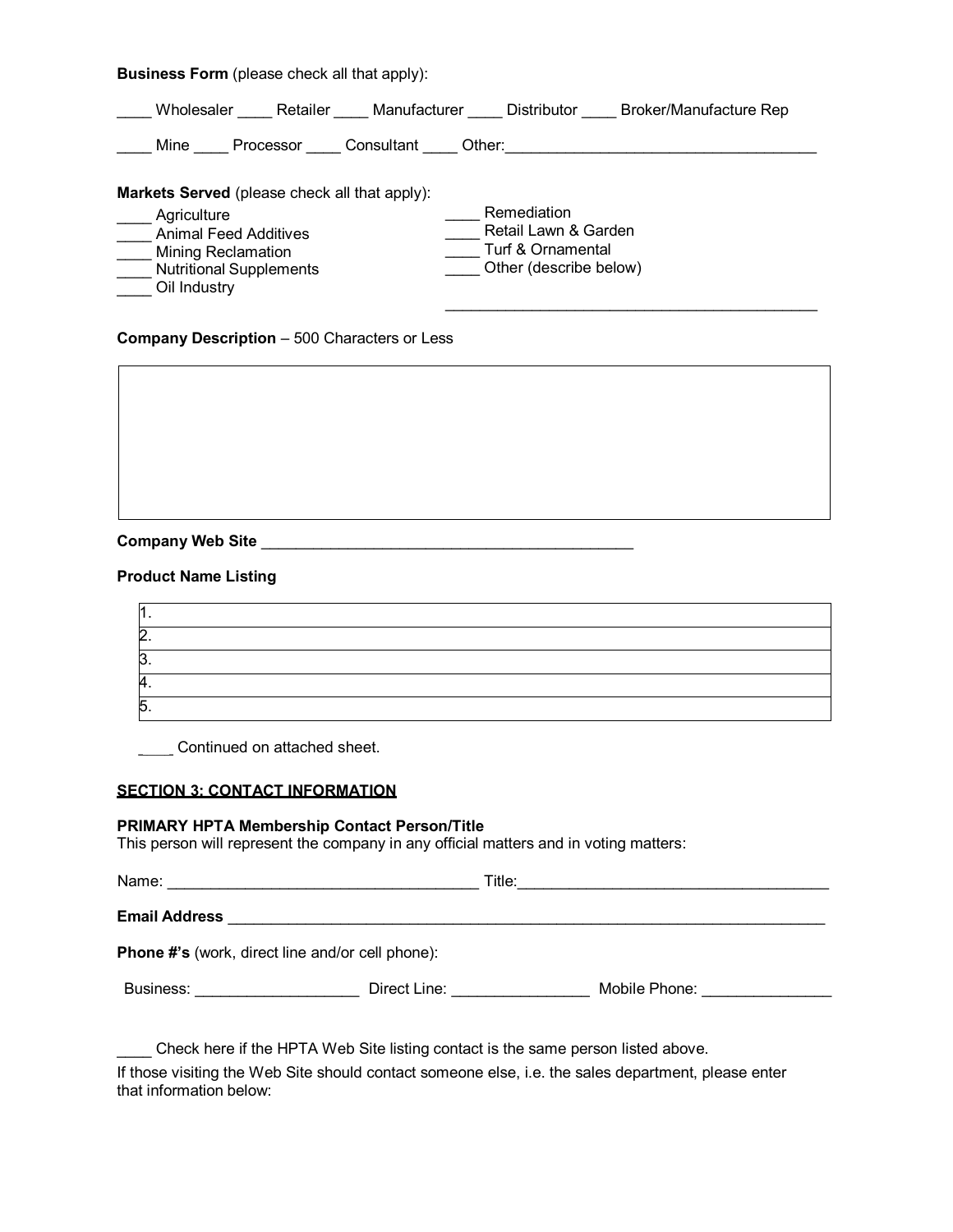**Business Form** (please check all that apply):

____ Wholesaler ____ Retailer ____ Manufacturer ____ Distributor ____ Broker/Manufacture Rep

____ Mine ____ Processor ____ Consultant ____ Other:____________________________________

**Markets Served** (please check all that apply):

____ Agriculture
____ Animal Feed Additives
____ Mining Reclamation
____ Nutritional Supplements
____ Oil Industry
____ Remediation
____ Retail Lawn & Garden
____ Turf & Ornamental
____ Other (describe below)

_____________________________________________

**Company Description** – 500 Characters or Less

| |
|---|
| |

**Company Web Site** ____________________________________________

**Product Name Listing**

| |
|---|
| 1. |
| 2. |
| 3. |
| 4. |
| 5. |

____ Continued on attached sheet.

## SECTION 3: CONTACT INFORMATION

**PRIMARY HPTA Membership Contact Person/Title**
This person will represent the company in any official matters and in voting matters:

Name: ____________________________________ Title:_____________________________________

**Email Address** ________________________________________________________________________

**Phone #'s** (work, direct line and/or cell phone):

Business: ___________________ Direct Line: ________________ Mobile Phone: _______________

____ Check here if the HPTA Web Site listing contact is the same person listed above.

If those visiting the Web Site should contact someone else, i.e. the sales department, please enter that information below: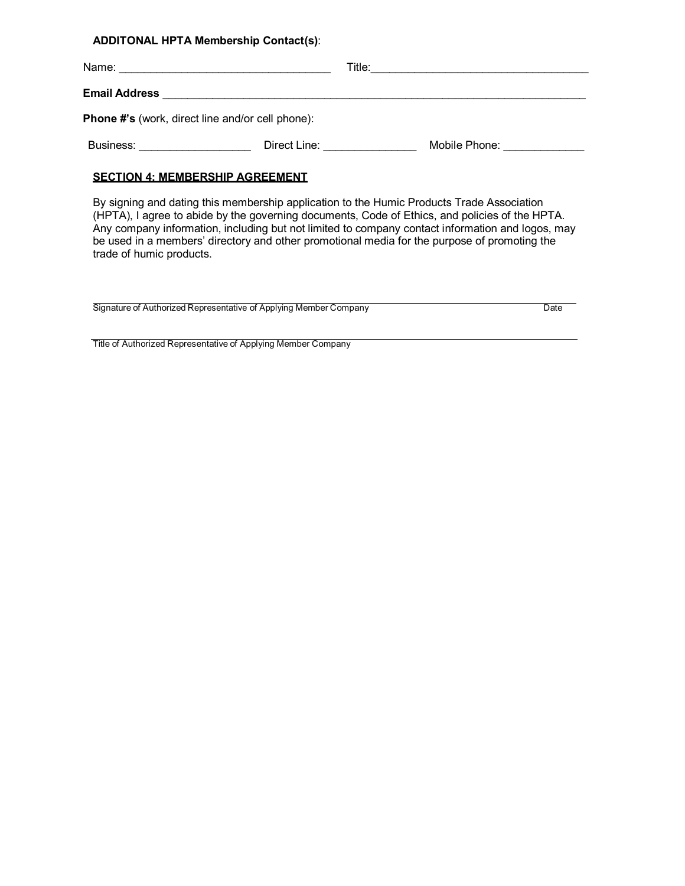**ADDITONAL HPTA Membership Contact(s)**:

Name: ________________________________ Title:__________________________________

**Email Address** ____________________________________________________________________

**Phone #'s** (work, direct line and/or cell phone):

Business: _________________ Direct Line: ______________ Mobile Phone: ____________

**SECTION 4: MEMBERSHIP AGREEMENT**

By signing and dating this membership application to the Humic Products Trade Association (HPTA), I agree to abide by the governing documents, Code of Ethics, and policies of the HPTA. Any company information, including but not limited to company contact information and logos, may be used in a members' directory and other promotional media for the purpose of promoting the trade of humic products.

______________________________________________________________________________

Signature of Authorized Representative of Applying Member Company Date

______________________________________________________________________________

Title of Authorized Representative of Applying Member Company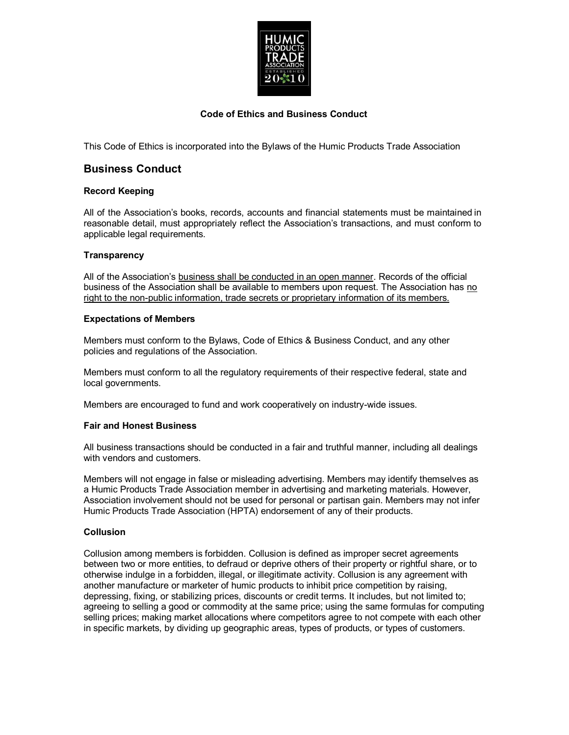**Code of Ethics and Business Conduct**

This Code of Ethics is incorporated into the Bylaws of the Humic Products Trade Association

## Business Conduct

### Record Keeping

All of the Association's books, records, accounts and financial statements must be maintained in reasonable detail, must appropriately reflect the Association's transactions, and must conform to applicable legal requirements.

### Transparency

All of the Association's business shall be conducted in an open manner. Records of the official business of the Association shall be available to members upon request. The Association has no right to the non-public information, trade secrets or proprietary information of its members.

### Expectations of Members

Members must conform to the Bylaws, Code of Ethics & Business Conduct, and any other policies and regulations of the Association.

Members must conform to all the regulatory requirements of their respective federal, state and local governments.

Members are encouraged to fund and work cooperatively on industry-wide issues.

### Fair and Honest Business

All business transactions should be conducted in a fair and truthful manner, including all dealings with vendors and customers.

Members will not engage in false or misleading advertising. Members may identify themselves as a Humic Products Trade Association member in advertising and marketing materials. However, Association involvement should not be used for personal or partisan gain. Members may not infer Humic Products Trade Association (HPTA) endorsement of any of their products.

### Collusion

Collusion among members is forbidden. Collusion is defined as improper secret agreements between two or more entities, to defraud or deprive others of their property or rightful share, or to otherwise indulge in a forbidden, illegal, or illegitimate activity. Collusion is any agreement with another manufacture or marketer of humic products to inhibit price competition by raising, depressing, fixing, or stabilizing prices, discounts or credit terms. It includes, but not limited to; agreeing to selling a good or commodity at the same price; using the same formulas for computing selling prices; making market allocations where competitors agree to not compete with each other in specific markets, by dividing up geographic areas, types of products, or types of customers.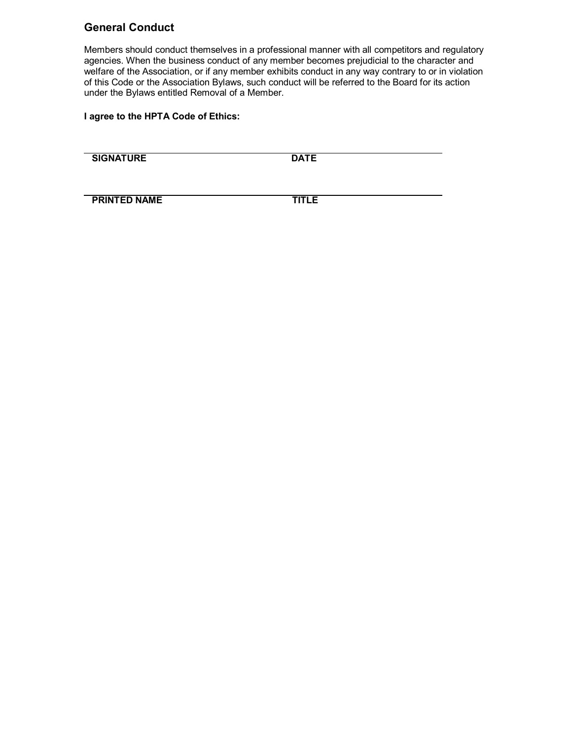## General Conduct

Members should conduct themselves in a professional manner with all competitors and regulatory agencies. When the business conduct of any member becomes prejudicial to the character and welfare of the Association, or if any member exhibits conduct in any way contrary to or in violation of this Code or the Association Bylaws, such conduct will be referred to the Board for its action under the Bylaws entitled Removal of a Member.

**I agree to the HPTA Code of Ethics:**

**SIGNATURE** **DATE**

**PRINTED NAME** **TITLE**